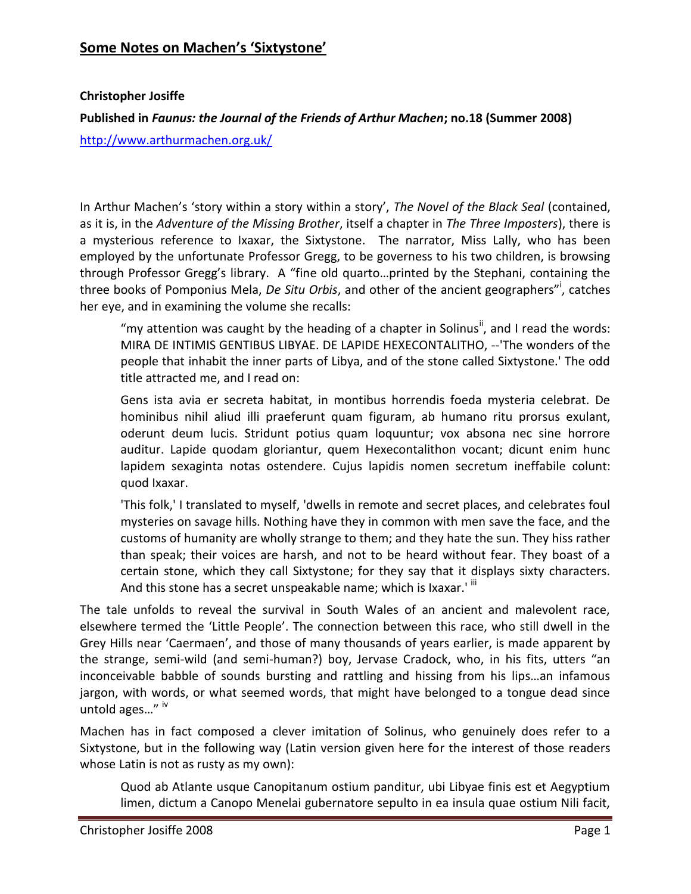# Some Notes on Machen's 'Sixtystone'

**Christopher Josiffe**

**Published in *Faunus: the Journal of the Friends of Arthur Machen*; no.18 (Summer 2008)**

http://www.arthurmachen.org.uk/

In Arthur Machen's 'story within a story within a story', *The Novel of the Black Seal* (contained, as it is, in the *Adventure of the Missing Brother*, itself a chapter in *The Three Imposters*), there is a mysterious reference to Ixaxar, the Sixtystone. The narrator, Miss Lally, who has been employed by the unfortunate Professor Gregg, to be governess to his two children, is browsing through Professor Gregg's library. A "fine old quarto…printed by the Stephani, containing the three books of Pomponius Mela, *De Situ Orbis*, and other of the ancient geographers"[i], catches her eye, and in examining the volume she recalls:

> "my attention was caught by the heading of a chapter in Solinus[ii], and I read the words: MIRA DE INTIMIS GENTIBUS LIBYAE. DE LAPIDE HEXECONTALITHO, --'The wonders of the people that inhabit the inner parts of Libya, and of the stone called Sixtystone.' The odd title attracted me, and I read on:
>
> Gens ista avia er secreta habitat, in montibus horrendis foeda mysteria celebrat. De hominibus nihil aliud illi praeferunt quam figuram, ab humano ritu prorsus exulant, oderunt deum lucis. Stridunt potius quam loquuntur; vox absona nec sine horrore auditur. Lapide quodam gloriantur, quem Hexecontalithon vocant; dicunt enim hunc lapidem sexaginta notas ostendere. Cujus lapidis nomen secretum ineffabile colunt: quod Ixaxar.
>
> 'This folk,' I translated to myself, 'dwells in remote and secret places, and celebrates foul mysteries on savage hills. Nothing have they in common with men save the face, and the customs of humanity are wholly strange to them; and they hate the sun. They hiss rather than speak; their voices are harsh, and not to be heard without fear. They boast of a certain stone, which they call Sixtystone; for they say that it displays sixty characters. And this stone has a secret unspeakable name; which is Ixaxar.' [iii]

The tale unfolds to reveal the survival in South Wales of an ancient and malevolent race, elsewhere termed the 'Little People'. The connection between this race, who still dwell in the Grey Hills near 'Caermaen', and those of many thousands of years earlier, is made apparent by the strange, semi-wild (and semi-human?) boy, Jervase Cradock, who, in his fits, utters "an inconceivable babble of sounds bursting and rattling and hissing from his lips…an infamous jargon, with words, or what seemed words, that might have belonged to a tongue dead since untold ages…" [iv]

Machen has in fact composed a clever imitation of Solinus, who genuinely does refer to a Sixtystone, but in the following way (Latin version given here for the interest of those readers whose Latin is not as rusty as my own):

> Quod ab Atlante usque Canopitanum ostium panditur, ubi Libyae finis est et Aegyptium limen, dictum a Canopo Menelai gubernatore sepulto in ea insula quae ostium Nili facit,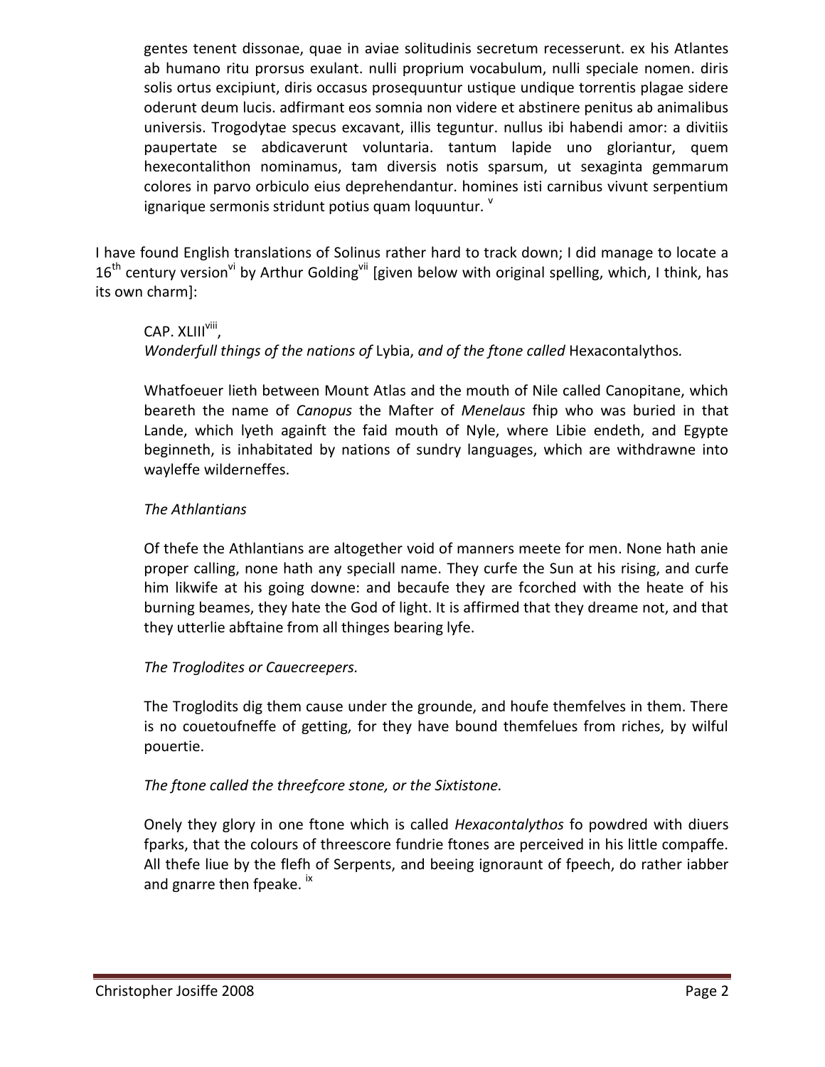gentes tenent dissonae, quae in aviae solitudinis secretum recesserunt. ex his Atlantes ab humano ritu prorsus exulant. nulli proprium vocabulum, nulli speciale nomen. diris solis ortus excipiunt, diris occasus prosequuntur ustique undique torrentis plagae sidere oderunt deum lucis. adfirmant eos somnia non videre et abstinere penitus ab animalibus universis. Trogodytae specus excavant, illis teguntur. nullus ibi habendi amor: a divitiis paupertate se abdicaverunt voluntaria. tantum lapide uno gloriantur, quem hexecontalithon nominamus, tam diversis notis sparsum, ut sexaginta gemmarum colores in parvo orbiculo eius deprehendantur. homines isti carnibus vivunt serpentium ignarique sermonis stridunt potius quam loquuntur. [v]

I have found English translations of Solinus rather hard to track down; I did manage to locate a 16th century version[vi] by Arthur Golding[vii] [given below with original spelling, which, I think, has its own charm]:

CAP. XLIII[viii],
*Wonderfull things of the nations of* Lybia, *and of the ftone called* Hexacontalythos*.*

Whatfoeuer lieth between Mount Atlas and the mouth of Nile called Canopitane, which beareth the name of *Canopus* the Mafter of *Menelaus* fhip who was buried in that Lande, which lyeth againft the faid mouth of Nyle, where Libie endeth, and Egypte beginneth, is inhabitated by nations of sundry languages, which are withdrawne into wayleffe wilderneffes.

*The Athlantians*

Of thefe the Athlantians are altogether void of manners meete for men. None hath anie proper calling, none hath any speciall name. They curfe the Sun at his rising, and curfe him likwife at his going downe: and becaufe they are fcorched with the heate of his burning beames, they hate the God of light. It is affirmed that they dreame not, and that they utterlie abftaine from all thinges bearing lyfe.

*The Troglodites or Cauecreepers.*

The Troglodits dig them cause under the grounde, and houfe themfelves in them. There is no couetoufneffe of getting, for they have bound themfelues from riches, by wilful pouertie.

*The ftone called the threefcore stone, or the Sixtistone.*

Onely they glory in one ftone which is called *Hexacontalythos* fo powdred with diuers fparks, that the colours of threescore fundrie ftones are perceived in his little compaffe. All thefe liue by the flefh of Serpents, and beeing ignoraunt of fpeech, do rather iabber and gnarre then fpeake. [ix]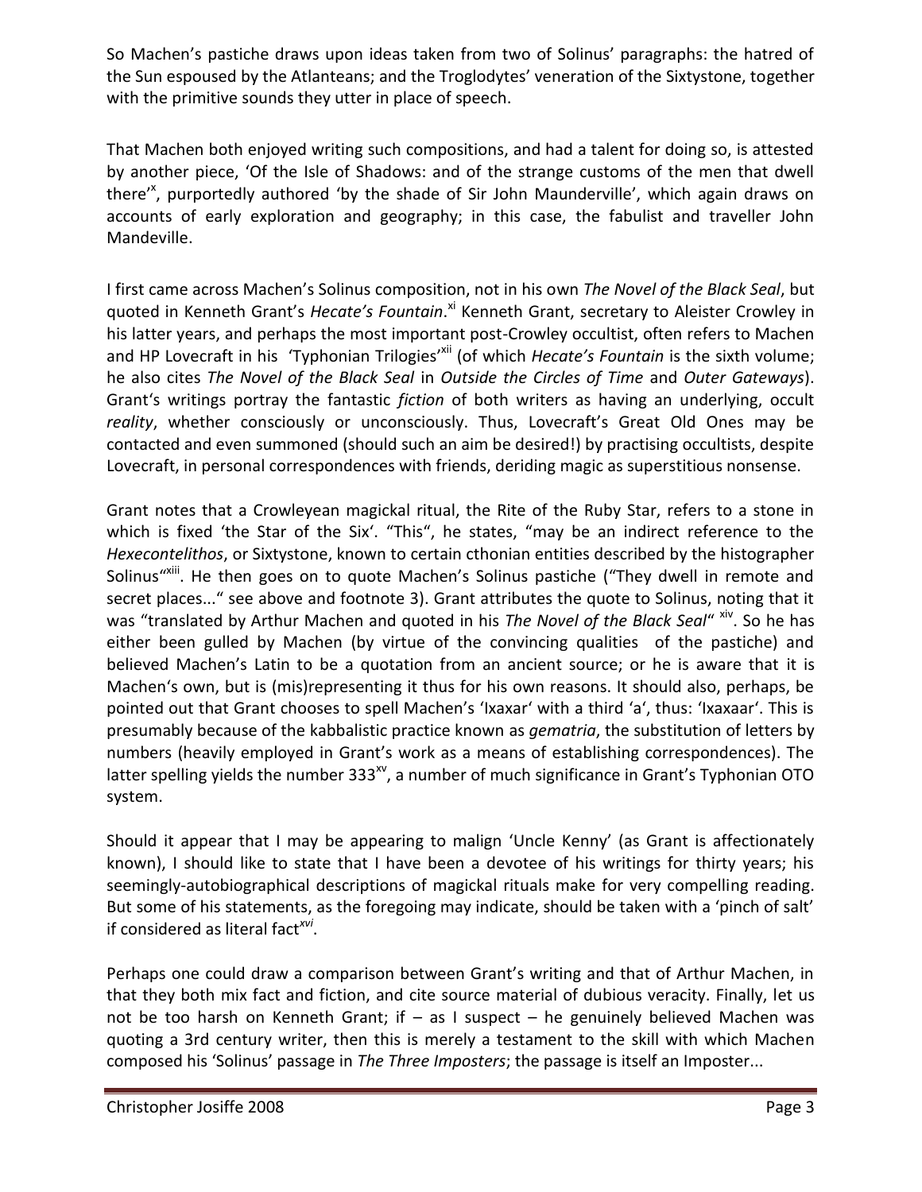So Machen's pastiche draws upon ideas taken from two of Solinus' paragraphs: the hatred of the Sun espoused by the Atlanteans; and the Troglodytes' veneration of the Sixtystone, together with the primitive sounds they utter in place of speech.

That Machen both enjoyed writing such compositions, and had a talent for doing so, is attested by another piece, 'Of the Isle of Shadows: and of the strange customs of the men that dwell there'[x], purportedly authored 'by the shade of Sir John Maunderville', which again draws on accounts of early exploration and geography; in this case, the fabulist and traveller John Mandeville.

I first came across Machen's Solinus composition, not in his own *The Novel of the Black Seal*, but quoted in Kenneth Grant's *Hecate's Fountain*.[xi] Kenneth Grant, secretary to Aleister Crowley in his latter years, and perhaps the most important post-Crowley occultist, often refers to Machen and HP Lovecraft in his 'Typhonian Trilogies'[xii] (of which *Hecate's Fountain* is the sixth volume; he also cites *The Novel of the Black Seal* in *Outside the Circles of Time* and *Outer Gateways*). Grant's writings portray the fantastic *fiction* of both writers as having an underlying, occult *reality*, whether consciously or unconsciously. Thus, Lovecraft's Great Old Ones may be contacted and even summoned (should such an aim be desired!) by practising occultists, despite Lovecraft, in personal correspondences with friends, deriding magic as superstitious nonsense.

Grant notes that a Crowleyean magickal ritual, the Rite of the Ruby Star, refers to a stone in which is fixed 'the Star of the Six'. "This", he states, "may be an indirect reference to the *Hexecontelithos*, or Sixtystone, known to certain cthonian entities described by the histographer Solinus"[xiii]. He then goes on to quote Machen's Solinus pastiche ("They dwell in remote and secret places..." see above and footnote 3). Grant attributes the quote to Solinus, noting that it was "translated by Arthur Machen and quoted in his *The Novel of the Black Seal*"[xiv]. So he has either been gulled by Machen (by virtue of the convincing qualities of the pastiche) and believed Machen's Latin to be a quotation from an ancient source; or he is aware that it is Machen's own, but is (mis)representing it thus for his own reasons. It should also, perhaps, be pointed out that Grant chooses to spell Machen's 'Ixaxar' with a third 'a', thus: 'Ixaxaar'. This is presumably because of the kabbalistic practice known as *gematria*, the substitution of letters by numbers (heavily employed in Grant's work as a means of establishing correspondences). The latter spelling yields the number 333[xv], a number of much significance in Grant's Typhonian OTO system.

Should it appear that I may be appearing to malign 'Uncle Kenny' (as Grant is affectionately known), I should like to state that I have been a devotee of his writings for thirty years; his seemingly-autobiographical descriptions of magickal rituals make for very compelling reading. But some of his statements, as the foregoing may indicate, should be taken with a 'pinch of salt' if considered as literal fact[xvi].

Perhaps one could draw a comparison between Grant's writing and that of Arthur Machen, in that they both mix fact and fiction, and cite source material of dubious veracity. Finally, let us not be too harsh on Kenneth Grant; if – as I suspect – he genuinely believed Machen was quoting a 3rd century writer, then this is merely a testament to the skill with which Machen composed his 'Solinus' passage in *The Three Imposters*; the passage is itself an Imposter...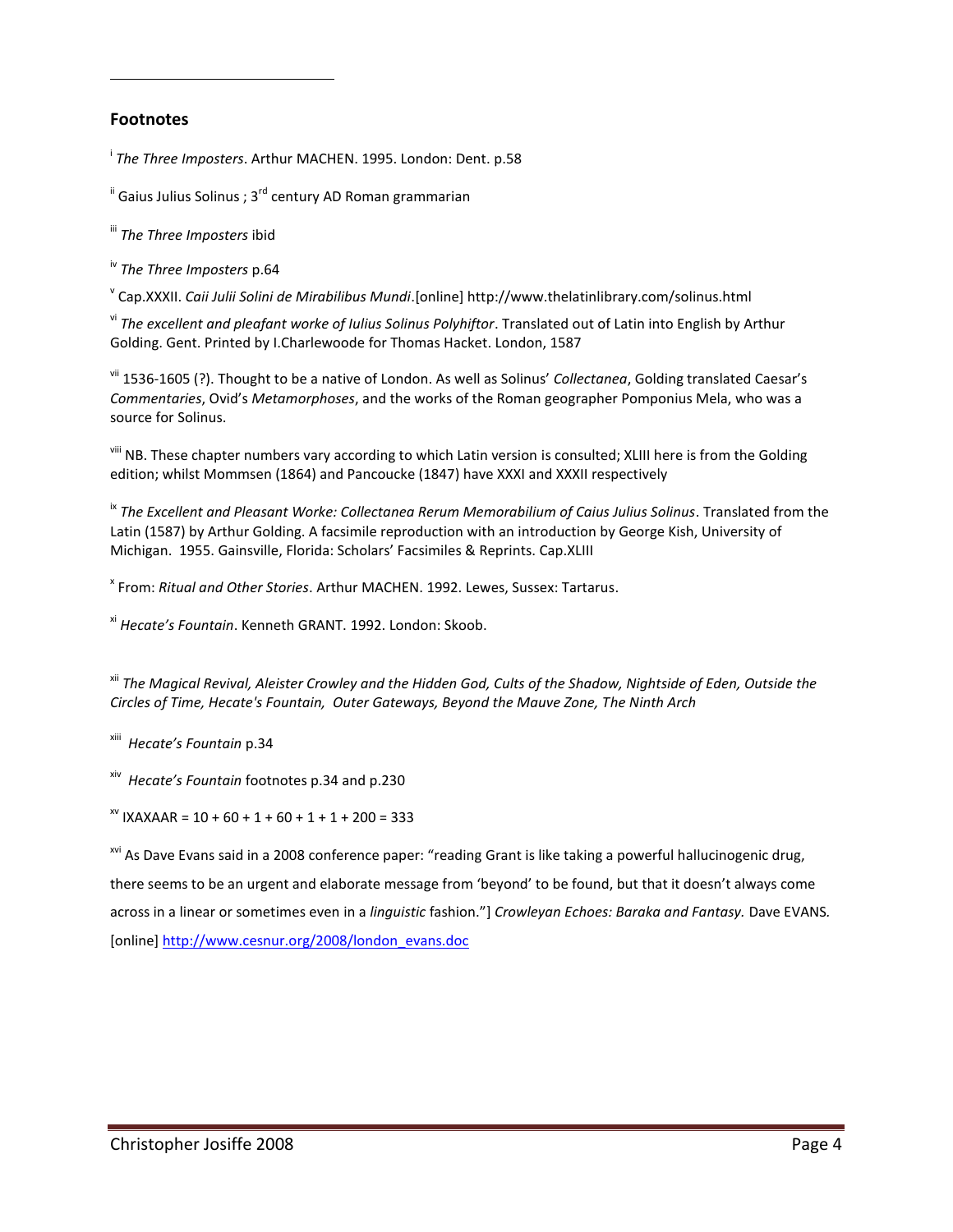## Footnotes

[i] *The Three Imposters*. Arthur MACHEN. 1995. London: Dent. p.58

[ii] Gaius Julius Solinus ; 3rd century AD Roman grammarian

[iii] *The Three Imposters* ibid

[iv] *The Three Imposters* p.64

[v] Cap.XXXII. *Caii Julii Solini de Mirabilibus Mundi*.[online] http://www.thelatinlibrary.com/solinus.html

[vi] *The excellent and pleafant worke of Iulius Solinus Polyhiftor*. Translated out of Latin into English by Arthur Golding. Gent. Printed by I.Charlewoode for Thomas Hacket. London, 1587

[vii] 1536-1605 (?). Thought to be a native of London. As well as Solinus' *Collectanea*, Golding translated Caesar's *Commentaries*, Ovid's *Metamorphoses*, and the works of the Roman geographer Pomponius Mela, who was a source for Solinus.

[viii] NB. These chapter numbers vary according to which Latin version is consulted; XLIII here is from the Golding edition; whilst Mommsen (1864) and Pancoucke (1847) have XXXI and XXXII respectively

[ix] *The Excellent and Pleasant Worke: Collectanea Rerum Memorabilium of Caius Julius Solinus*. Translated from the Latin (1587) by Arthur Golding. A facsimile reproduction with an introduction by George Kish, University of Michigan. 1955. Gainsville, Florida: Scholars' Facsimiles & Reprints. Cap.XLIII

[x] From: *Ritual and Other Stories*. Arthur MACHEN. 1992. Lewes, Sussex: Tartarus.

[xi] *Hecate's Fountain*. Kenneth GRANT. 1992. London: Skoob.

[xii] *The Magical Revival, Aleister Crowley and the Hidden God, Cults of the Shadow, Nightside of Eden, Outside the Circles of Time, Hecate's Fountain, Outer Gateways, Beyond the Mauve Zone, The Ninth Arch*

[xiii] *Hecate's Fountain* p.34

[xiv] *Hecate's Fountain* footnotes p.34 and p.230

[xv] IXAXAAR = 10 + 60 + 1 + 60 + 1 + 1 + 200 = 333

[xvi] As Dave Evans said in a 2008 conference paper: "reading Grant is like taking a powerful hallucinogenic drug, there seems to be an urgent and elaborate message from 'beyond' to be found, but that it doesn't always come across in a linear or sometimes even in a *linguistic* fashion."] *Crowleyan Echoes: Baraka and Fantasy.* Dave EVANS. [online] http://www.cesnur.org/2008/london_evans.doc